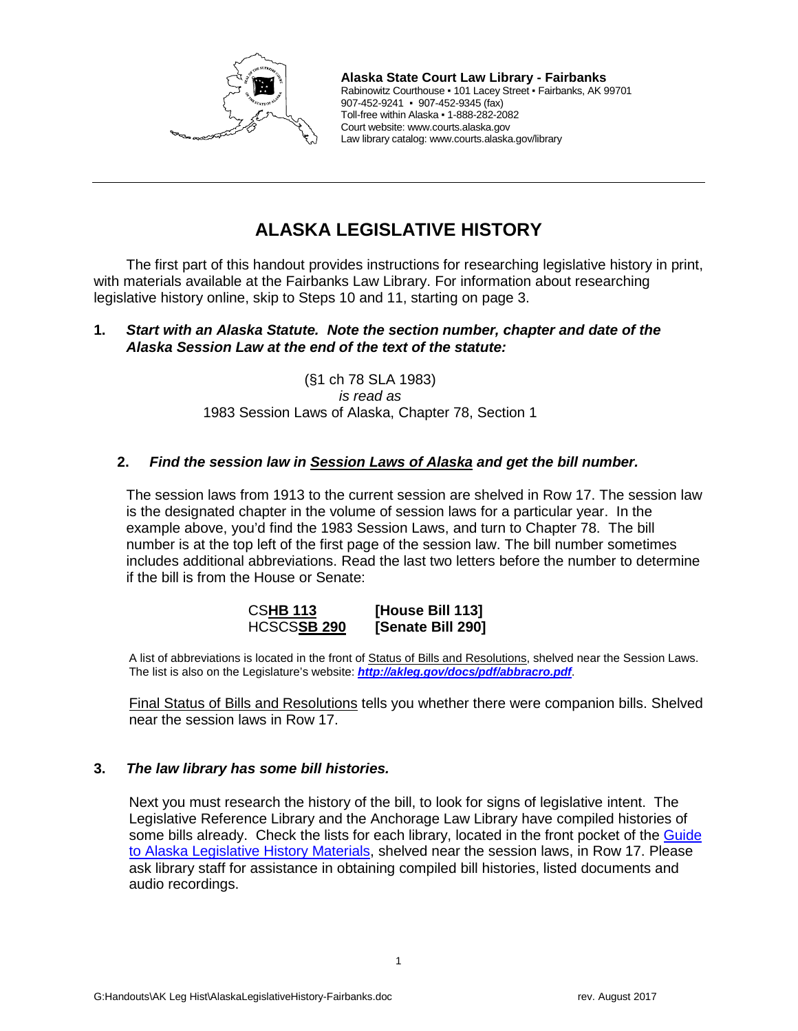**Alaska State Court Law Library - Fairbanks**
Rabinowitz Courthouse ▪ 101 Lacey Street ▪ Fairbanks, AK 99701
907-452-9241 ▪ 907-452-9345 (fax)
Toll-free within Alaska ▪ 1-888-282-2082
Court website: www.courts.alaska.gov
Law library catalog: www.courts.alaska.gov/library

---

# ALASKA LEGISLATIVE HISTORY

The first part of this handout provides instructions for researching legislative history in print, with materials available at the Fairbanks Law Library. For information about researching legislative history online, skip to Steps 10 and 11, starting on page 3.

**1. *Start with an Alaska Statute. Note the section number, chapter and date of the Alaska Session Law at the end of the text of the statute:***

(§1 ch 78 SLA 1983)
*is read as*
1983 Session Laws of Alaska, Chapter 78, Section 1

**2. *Find the session law in Session Laws of Alaska and get the bill number.***

The session laws from 1913 to the current session are shelved in Row 17. The session law is the designated chapter in the volume of session laws for a particular year. In the example above, you'd find the 1983 Session Laws, and turn to Chapter 78. The bill number is at the top left of the first page of the session law. The bill number sometimes includes additional abbreviations. Read the last two letters before the number to determine if the bill is from the House or Senate:

CS**HB 113** **[House Bill 113]**
HCSCS**SB 290** **[Senate Bill 290]**

A list of abbreviations is located in the front of Status of Bills and Resolutions, shelved near the Session Laws. The list is also on the Legislature's website: ***http://akleg.gov/docs/pdf/abbracro.pdf***.

Final Status of Bills and Resolutions tells you whether there were companion bills. Shelved near the session laws in Row 17.

**3. *The law library has some bill histories.***

Next you must research the history of the bill, to look for signs of legislative intent. The Legislative Reference Library and the Anchorage Law Library have compiled histories of some bills already. Check the lists for each library, located in the front pocket of the Guide to Alaska Legislative History Materials, shelved near the session laws, in Row 17. Please ask library staff for assistance in obtaining compiled bill histories, listed documents and audio recordings.

G:Handouts\AK Leg Hist\AlaskaLegislativeHistory-Fairbanks.doc rev. August 2017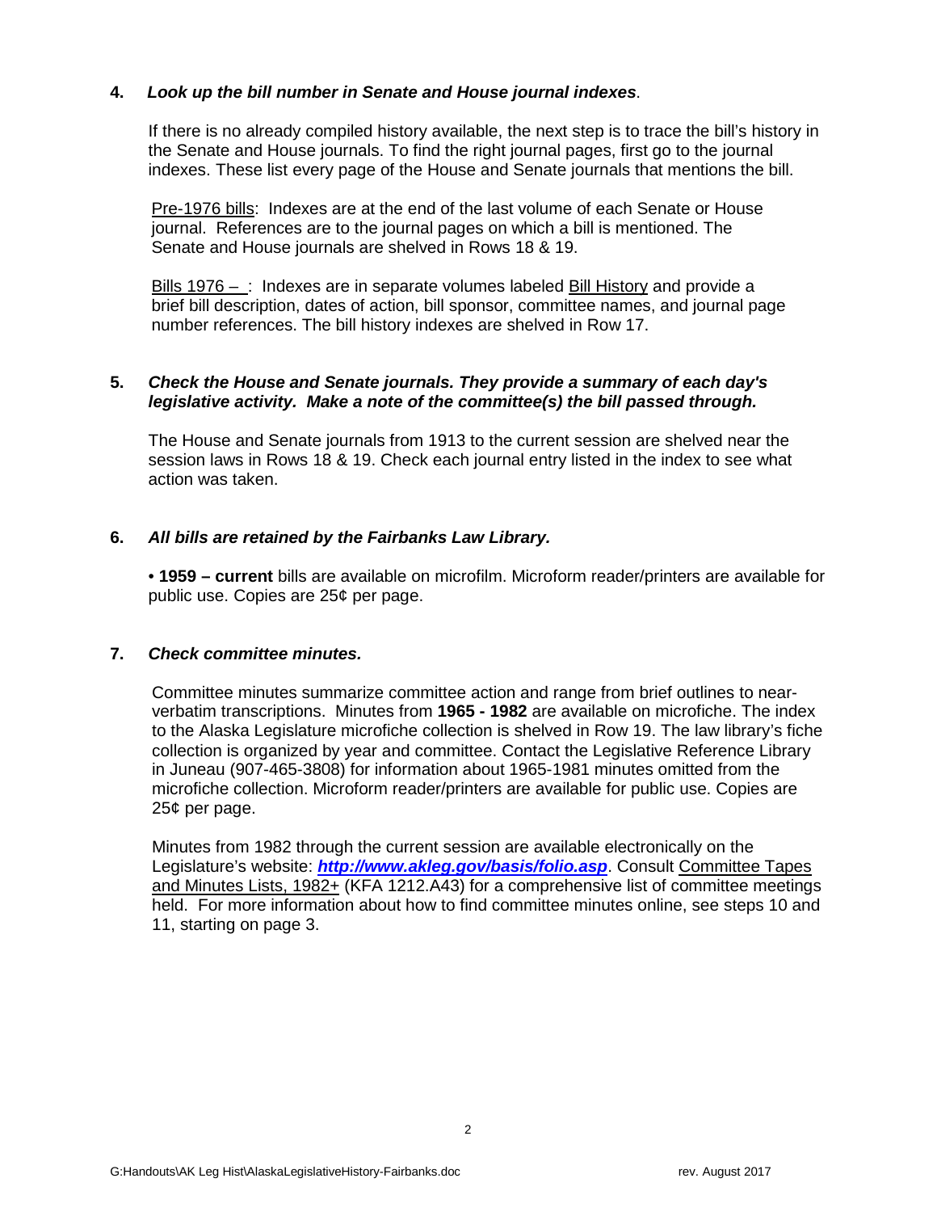**4.** ***Look up the bill number in Senate and House journal indexes*.**

If there is no already compiled history available, the next step is to trace the bill's history in the Senate and House journals. To find the right journal pages, first go to the journal indexes. These list every page of the House and Senate journals that mentions the bill.

Pre-1976 bills: Indexes are at the end of the last volume of each Senate or House journal. References are to the journal pages on which a bill is mentioned. The Senate and House journals are shelved in Rows 18 & 19.

Bills 1976 – : Indexes are in separate volumes labeled Bill History and provide a brief bill description, dates of action, bill sponsor, committee names, and journal page number references. The bill history indexes are shelved in Row 17.

**5.** ***Check the House and Senate journals. They provide a summary of each day's legislative activity. Make a note of the committee(s) the bill passed through.***

The House and Senate journals from 1913 to the current session are shelved near the session laws in Rows 18 & 19. Check each journal entry listed in the index to see what action was taken.

**6.** ***All bills are retained by the Fairbanks Law Library.***

• **1959 – current** bills are available on microfilm. Microform reader/printers are available for public use. Copies are 25¢ per page.

**7.** ***Check committee minutes.***

Committee minutes summarize committee action and range from brief outlines to near-verbatim transcriptions. Minutes from **1965 - 1982** are available on microfiche. The index to the Alaska Legislature microfiche collection is shelved in Row 19. The law library's fiche collection is organized by year and committee. Contact the Legislative Reference Library in Juneau (907-465-3808) for information about 1965-1981 minutes omitted from the microfiche collection. Microform reader/printers are available for public use. Copies are 25¢ per page.

Minutes from 1982 through the current session are available electronically on the Legislature's website: ***http://www.akleg.gov/basis/folio.asp***. Consult Committee Tapes and Minutes Lists, 1982+ (KFA 1212.A43) for a comprehensive list of committee meetings held. For more information about how to find committee minutes online, see steps 10 and 11, starting on page 3.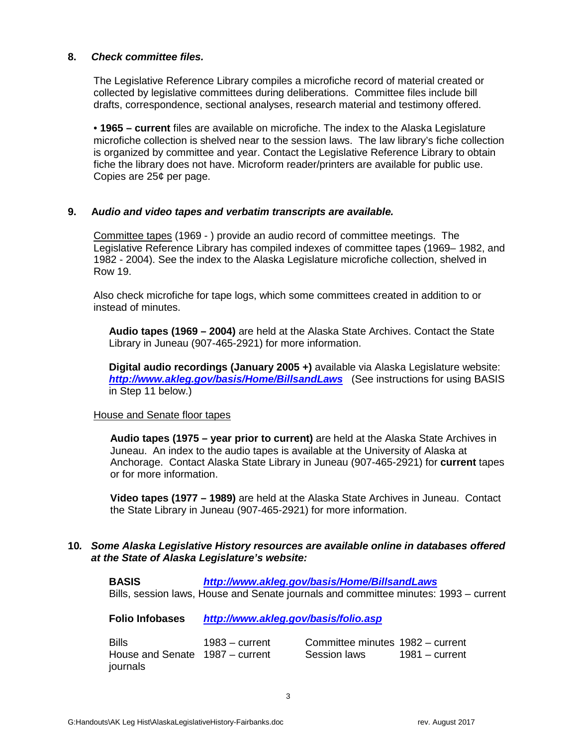**8.** ***Check committee files.***

The Legislative Reference Library compiles a microfiche record of material created or collected by legislative committees during deliberations. Committee files include bill drafts, correspondence, sectional analyses, research material and testimony offered.

• **1965 – current** files are available on microfiche. The index to the Alaska Legislature microfiche collection is shelved near to the session laws. The law library's fiche collection is organized by committee and year. Contact the Legislative Reference Library to obtain fiche the library does not have. Microform reader/printers are available for public use. Copies are 25¢ per page.

**9.** ***Audio and video tapes and verbatim transcripts are available.***

<u>Committee tapes</u> (1969 - ) provide an audio record of committee meetings. The Legislative Reference Library has compiled indexes of committee tapes (1969– 1982, and 1982 - 2004). See the index to the Alaska Legislature microfiche collection, shelved in Row 19.

Also check microfiche for tape logs, which some committees created in addition to or instead of minutes.

**Audio tapes (1969 – 2004)** are held at the Alaska State Archives. Contact the State Library in Juneau (907-465-2921) for more information.

**Digital audio recordings (January 2005 +)** available via Alaska Legislature website: ***http://www.akleg.gov/basis/Home/BillsandLaws*** (See instructions for using BASIS in Step 11 below.)

<u>House and Senate floor tapes</u>

**Audio tapes (1975 – year prior to current)** are held at the Alaska State Archives in Juneau. An index to the audio tapes is available at the University of Alaska at Anchorage. Contact Alaska State Library in Juneau (907-465-2921) for **current** tapes or for more information.

**Video tapes (1977 – 1989)** are held at the Alaska State Archives in Juneau. Contact the State Library in Juneau (907-465-2921) for more information.

**10.** ***Some Alaska Legislative History resources are available online in databases offered at the State of Alaska Legislature's website:***

**BASIS** ***http://www.akleg.gov/basis/Home/BillsandLaws***
Bills, session laws, House and Senate journals and committee minutes: 1993 – current

**Folio Infobases** ***http://www.akleg.gov/basis/folio.asp***

| | | | |
|---|---|---|---|
| Bills | 1983 – current | Committee minutes | 1982 – current |
| House and Senate journals | 1987 – current | Session laws | 1981 – current |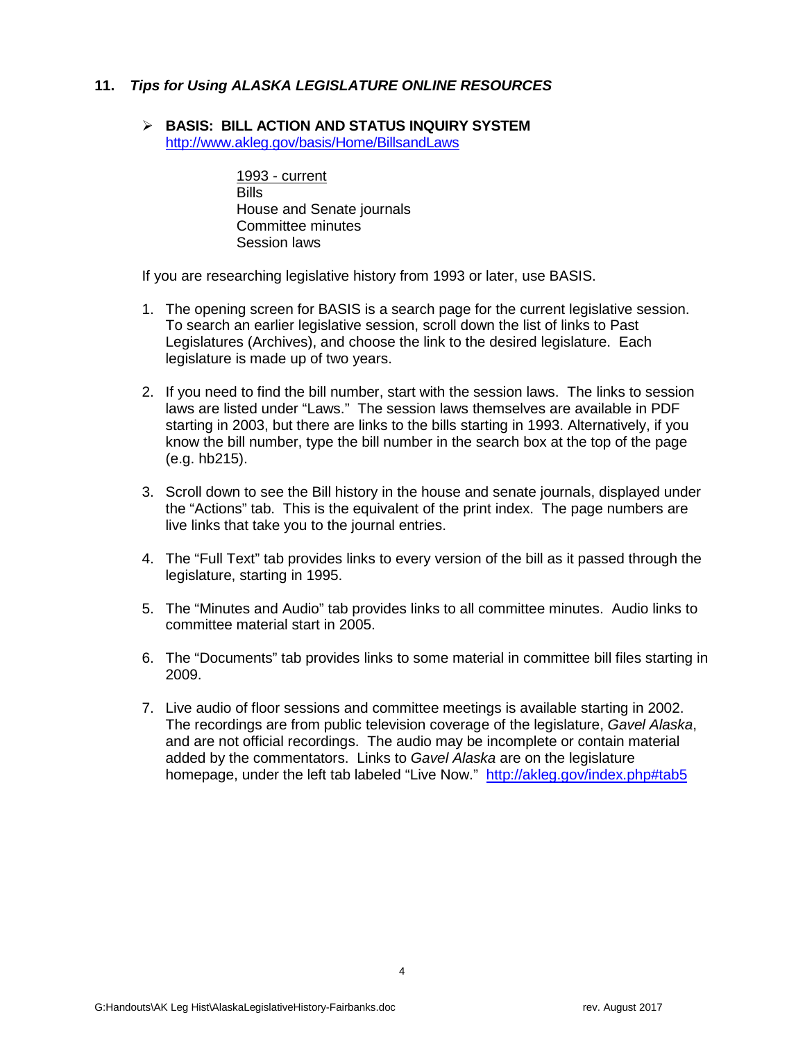## 11. *Tips for Using ALASKA LEGISLATURE ONLINE RESOURCES*

- **BASIS: BILL ACTION AND STATUS INQUIRY SYSTEM**
  http://www.akleg.gov/basis/Home/BillsandLaws

  1993 - current
  Bills
  House and Senate journals
  Committee minutes
  Session laws

If you are researching legislative history from 1993 or later, use BASIS.

1. The opening screen for BASIS is a search page for the current legislative session. To search an earlier legislative session, scroll down the list of links to Past Legislatures (Archives), and choose the link to the desired legislature. Each legislature is made up of two years.

2. If you need to find the bill number, start with the session laws. The links to session laws are listed under "Laws." The session laws themselves are available in PDF starting in 2003, but there are links to the bills starting in 1993. Alternatively, if you know the bill number, type the bill number in the search box at the top of the page (e.g. hb215).

3. Scroll down to see the Bill history in the house and senate journals, displayed under the "Actions" tab. This is the equivalent of the print index. The page numbers are live links that take you to the journal entries.

4. The "Full Text" tab provides links to every version of the bill as it passed through the legislature, starting in 1995.

5. The "Minutes and Audio" tab provides links to all committee minutes. Audio links to committee material start in 2005.

6. The "Documents" tab provides links to some material in committee bill files starting in 2009.

7. Live audio of floor sessions and committee meetings is available starting in 2002. The recordings are from public television coverage of the legislature, *Gavel Alaska*, and are not official recordings. The audio may be incomplete or contain material added by the commentators. Links to *Gavel Alaska* are on the legislature homepage, under the left tab labeled "Live Now." http://akleg.gov/index.php#tab5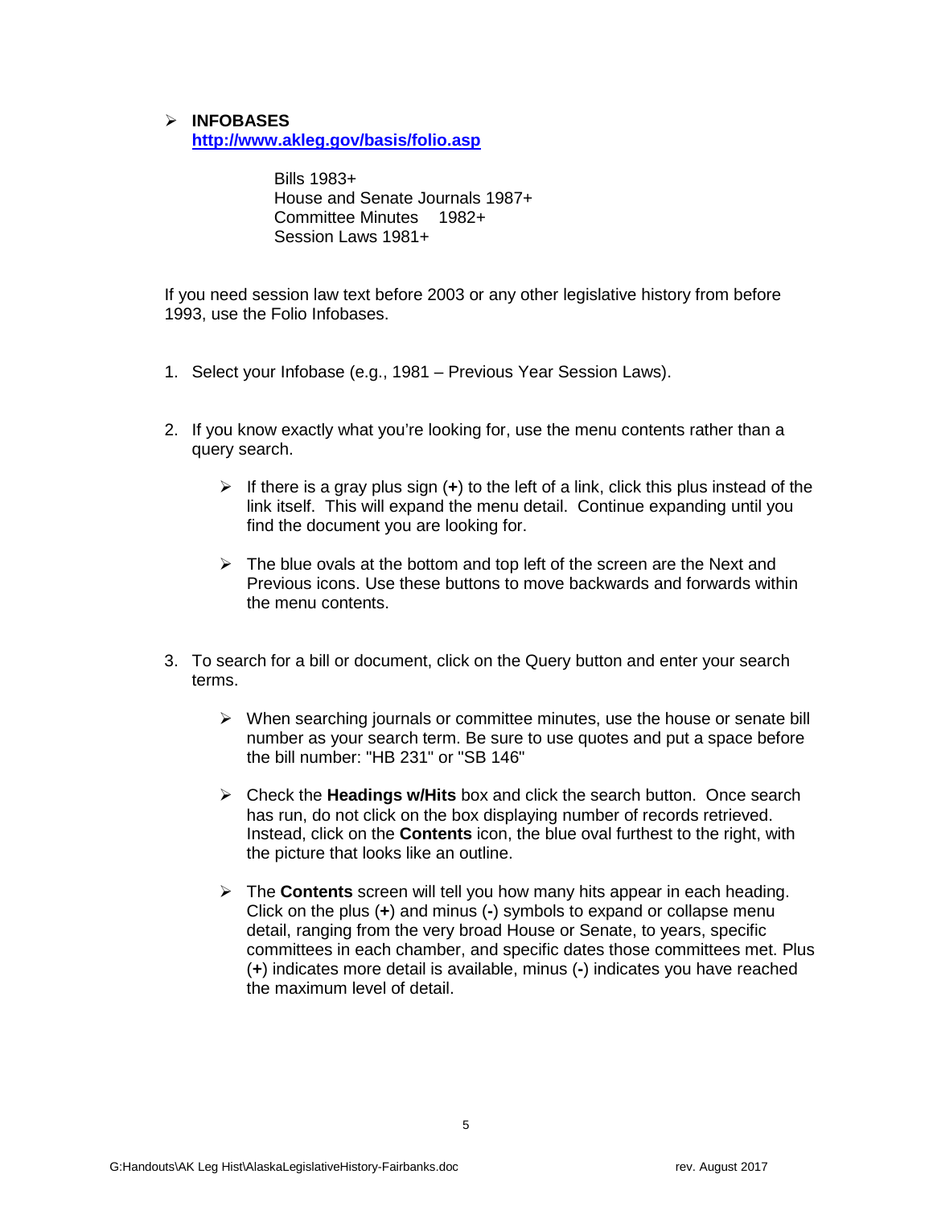- **INFOBASES**
  [http://www.akleg.gov/basis/folio.asp](http://www.akleg.gov/basis/folio.asp)

  Bills 1983+
  House and Senate Journals 1987+
  Committee Minutes 1982+
  Session Laws 1981+

If you need session law text before 2003 or any other legislative history from before 1993, use the Folio Infobases.

1. Select your Infobase (e.g., 1981 – Previous Year Session Laws).

2. If you know exactly what you're looking for, use the menu contents rather than a query search.

   - If there is a gray plus sign (**+**) to the left of a link, click this plus instead of the link itself. This will expand the menu detail. Continue expanding until you find the document you are looking for.

   - The blue ovals at the bottom and top left of the screen are the Next and Previous icons. Use these buttons to move backwards and forwards within the menu contents.

3. To search for a bill or document, click on the Query button and enter your search terms.

   - When searching journals or committee minutes, use the house or senate bill number as your search term. Be sure to use quotes and put a space before the bill number: "HB 231" or "SB 146"

   - Check the **Headings w/Hits** box and click the search button. Once search has run, do not click on the box displaying number of records retrieved. Instead, click on the **Contents** icon, the blue oval furthest to the right, with the picture that looks like an outline.

   - The **Contents** screen will tell you how many hits appear in each heading. Click on the plus (**+**) and minus (**-**) symbols to expand or collapse menu detail, ranging from the very broad House or Senate, to years, specific committees in each chamber, and specific dates those committees met. Plus (**+**) indicates more detail is available, minus (**-**) indicates you have reached the maximum level of detail.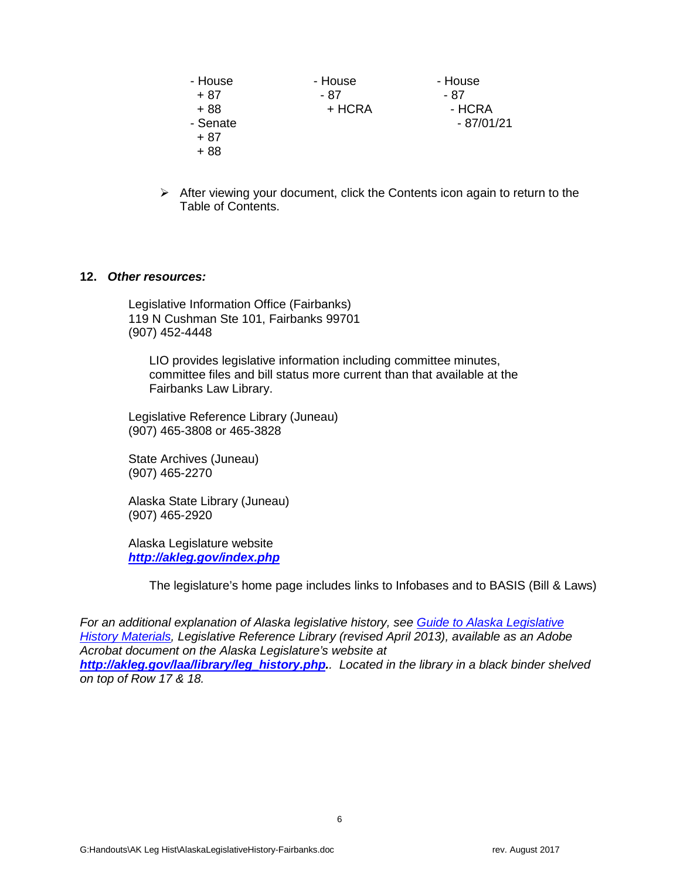| | | |
|---|---|---|
| - House | - House | - House |
| + 87 | - 87 | - 87 |
| + 88 | + HCRA | - HCRA |
| - Senate | | - 87/01/21 |
| + 87 | | |
| + 88 | | |

- After viewing your document, click the Contents icon again to return to the Table of Contents.

**12. *Other resources:***

Legislative Information Office (Fairbanks)
119 N Cushman Ste 101, Fairbanks 99701
(907) 452-4448

LIO provides legislative information including committee minutes, committee files and bill status more current than that available at the Fairbanks Law Library.

Legislative Reference Library (Juneau)
(907) 465-3808 or 465-3828

State Archives (Juneau)
(907) 465-2270

Alaska State Library (Juneau)
(907) 465-2920

Alaska Legislature website
***http://akleg.gov/index.php***

The legislature's home page includes links to Infobases and to BASIS (Bill & Laws)

*For an additional explanation of Alaska legislative history, see Guide to Alaska Legislative History Materials, Legislative Reference Library (revised April 2013), available as an Adobe Acrobat document on the Alaska Legislature's website at **http://akleg.gov/laa/library/leg_history.php**.. Located in the library in a black binder shelved on top of Row 17 & 18.*